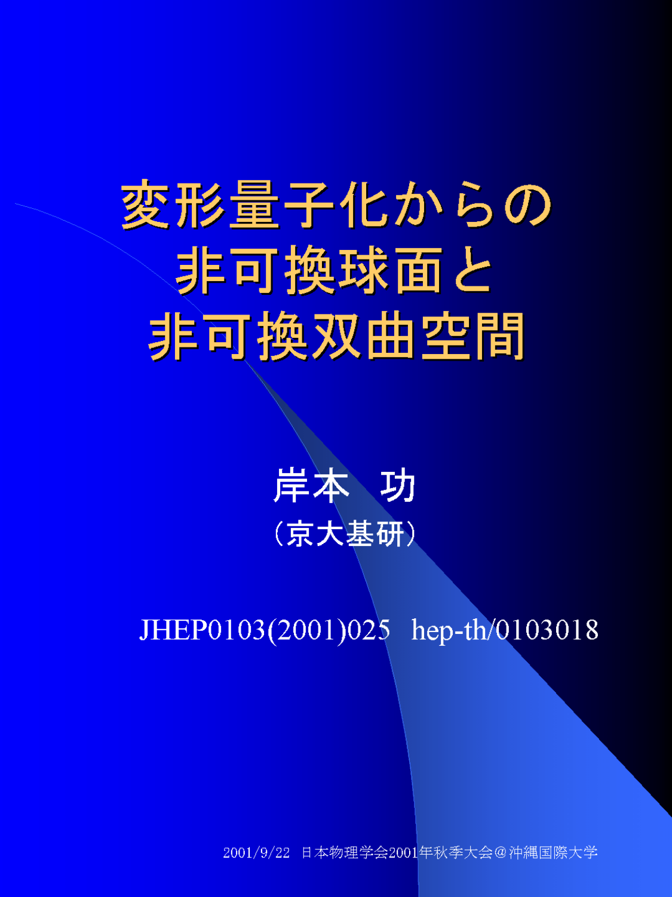# 変形量子化からの非可換球面と非可換双曲空間

岸本　功

（京大基研）

JHEP0103(2001)025　hep-th/0103018

2001/9/22　日本物理学会2001年秋季大会＠沖縄国際大学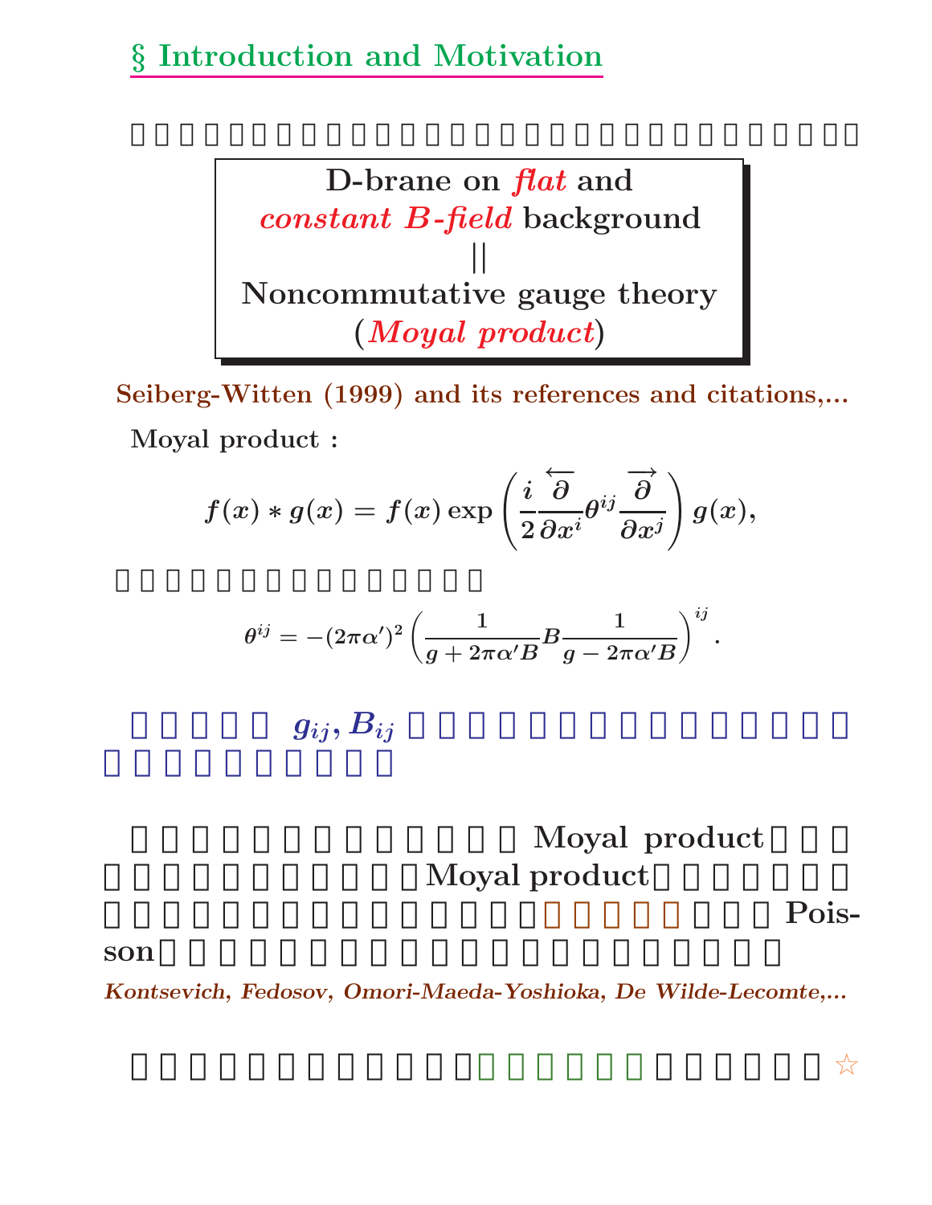## § Introduction and Motivation

> **D-brane on *flat* and**
> ***constant B-field* background**
> **||**
> **Noncommutative gauge theory**
> **(*Moyal product*)**

**Seiberg-Witten (1999) and its references and citations,...**

**Moyal product :**

$$f(x) * g(x) = f(x) \exp\left(\frac{i}{2}\frac{\overleftarrow{\partial}}{\partial x^i}\theta^{ij}\frac{\overrightarrow{\partial}}{\partial x^j}\right) g(x),$$

$$\theta^{ij} = -(2\pi\alpha')^2 \left(\frac{1}{g + 2\pi\alpha' B} B \frac{1}{g - 2\pi\alpha' B}\right)^{ij}.$$

$g_{ij}, B_{ij}$

**Moyal product**

**Moyal product**

**Poisson**

***Kontsevich, Fedosov, Omori-Maeda-Yoshioka, De Wilde-Lecomte,...***

☆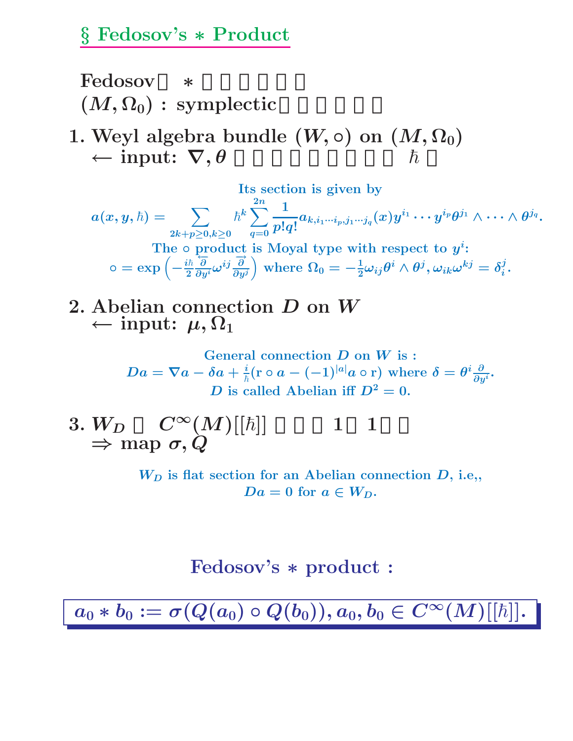## § Fedosov's $*$ Product

**Fedosov□ $*$ □□□□□□**
**$(M, \Omega_0)$ : symplectic□□□□□□**

**1. Weyl algebra bundle $(W, \circ)$ on $(M, \Omega_0)$**
**$\longleftarrow$ input: $\nabla, \theta$ □□□□□□□□□□ $\hbar$ □**

Its section is given by

$$a(x, y, \hbar) = \sum_{2k+p\geq 0, k\geq 0} \hbar^k \sum_{q=0}^{2n} \frac{1}{p!q!} a_{k,i_1\cdots i_p,j_1\cdots j_q}(x) y^{i_1}\cdots y^{i_p}\theta^{j_1}\wedge\cdots\wedge\theta^{j_q}.$$

The $\circ$ product is Moyal type with respect to $y^i$:

$$\circ = \exp\left(-\frac{i\hbar}{2}\frac{\overleftarrow{\partial}}{\partial y^i}\omega^{ij}\frac{\overrightarrow{\partial}}{\partial y^j}\right) \text{ where } \Omega_0 = -\frac{1}{2}\omega_{ij}\theta^i\wedge\theta^j, \omega_{ik}\omega^{kj} = \delta_i^j.$$

**2. Abelian connection $D$ on $W$**
**$\longleftarrow$ input: $\mu, \Omega_1$**

General connection $D$ on $W$ is :

$$Da = \nabla a - \delta a + \frac{i}{\hbar}(\mathrm{r}\circ a - (-1)^{|a|}a\circ \mathrm{r}) \text{ where } \delta = \theta^i\frac{\partial}{\partial y^i}.$$

$D$ is called Abelian iff $D^2 = 0$.

**3. $W_D$ □ $C^\infty(M)[[\hbar]]$ □□□ 1□1□□**
**$\Rightarrow$ map $\sigma, Q$**

$W_D$ is flat section for an Abelian connection $D$, i.e,,
$Da = 0$ for $a \in W_D$.

**Fedosov's $*$ product :**

$$a_0 * b_0 := \sigma(Q(a_0)\circ Q(b_0)), a_0, b_0 \in C^\infty(M)[[\hbar]].$$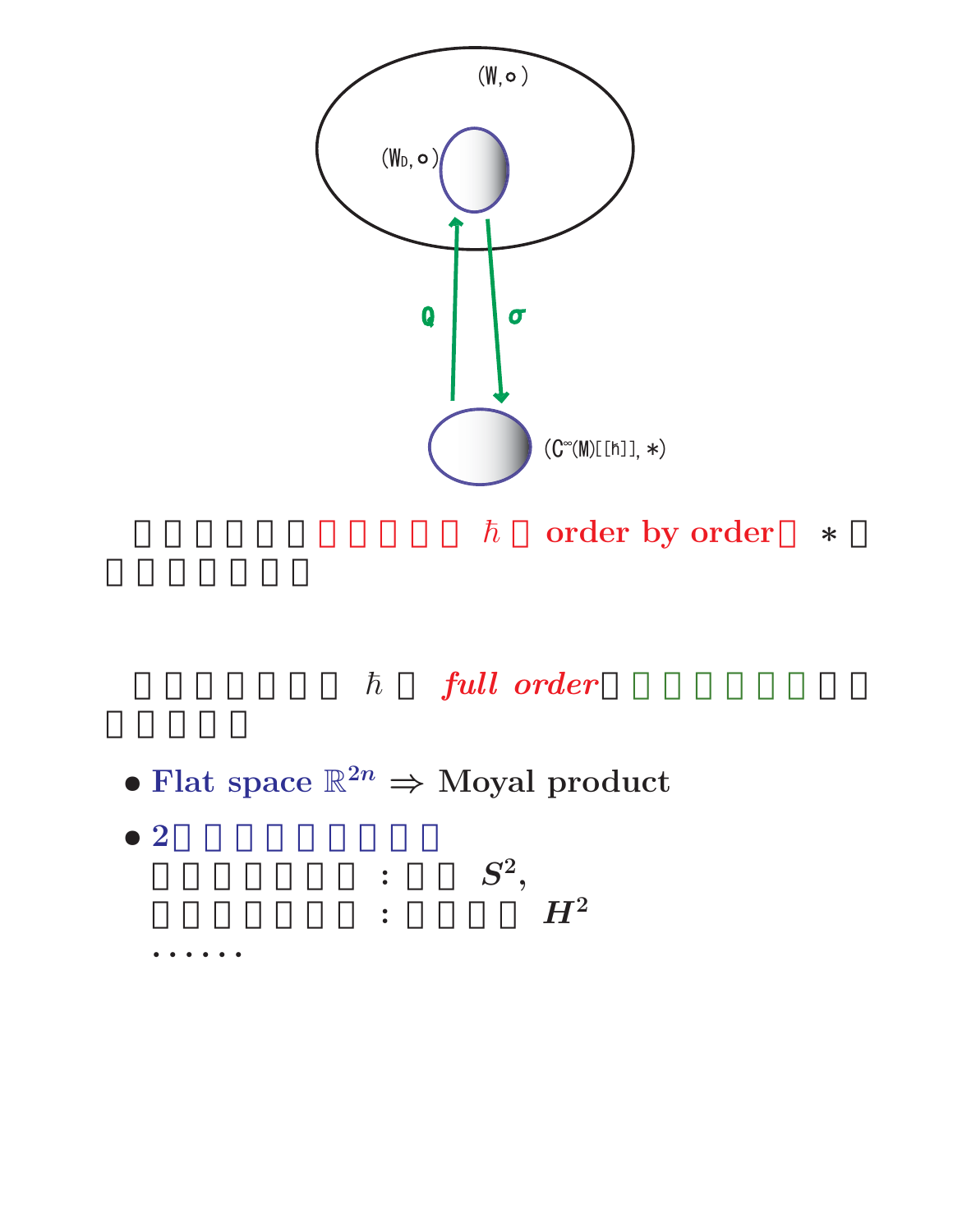$(W, \circ)$

$(W_D, \circ)$

$Q$ $\sigma$

$(C^\infty(M)[[\hbar]], *)$

□□□□□□□□□□□ $\hbar$ □ order by order□ $*$ □□□□□□□□

□□□□□□□ $\hbar$ □ *full order*□□□□□□□□□□□□

- Flat space $\mathbb{R}^{2n} \Rightarrow$ Moyal product
- 2□□□□□□□□□
  □□□□□□□ : □□ $S^2$,
  □□□□□□□ : □□□□ $H^2$
  ⋯⋯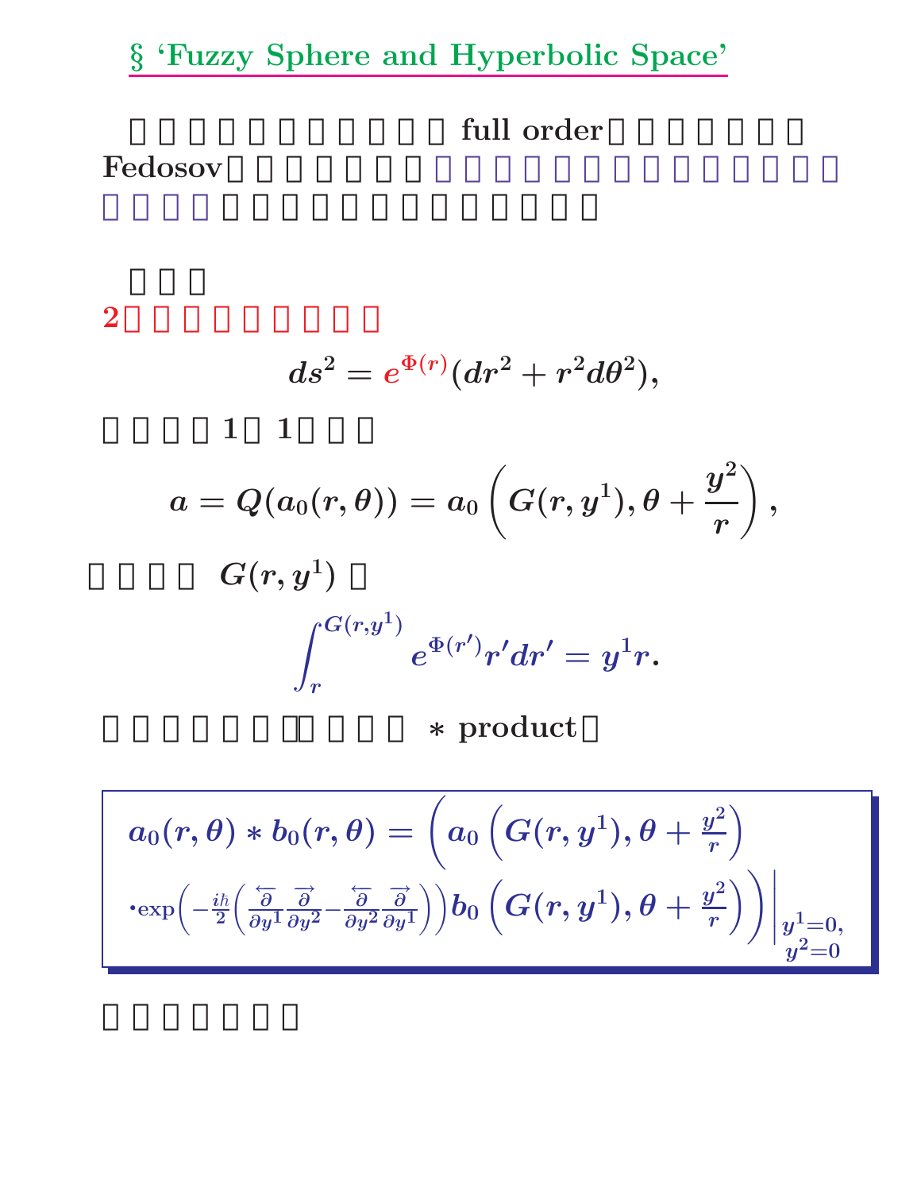## § ‘Fuzzy Sphere and Hyperbolic Space’

□□□□□□□□□□□ full order□□□□□□□ Fedosov□□□□□□□□□□□□□□□□□□□□□□□□□□□□□□□□□□□□□

□□□

**2□□□□□□□□□**

$$ds^2 = e^{\Phi(r)}(dr^2 + r^2 d\theta^2),$$

□□□□1□1□□□

$$a = Q(a_0(r,\theta)) = a_0\left(G(r,y^1), \theta + \frac{y^2}{r}\right),$$

□□□□ $G(r,y^1)$ □

$$\int_r^{G(r,y^1)} e^{\Phi(r')} r' dr' = y^1 r.$$

□□□□□□□□□□□□ $*$ product□

$$a_0(r,\theta) * b_0(r,\theta) = \left( a_0\left(G(r,y^1), \theta + \frac{y^2}{r}\right) \cdot \exp\left(-\frac{i\hbar}{2}\left(\frac{\overleftarrow{\partial}}{\partial y^1}\frac{\overrightarrow{\partial}}{\partial y^2} - \frac{\overleftarrow{\partial}}{\partial y^2}\frac{\overrightarrow{\partial}}{\partial y^1}\right)\right) b_0\left(G(r,y^1), \theta + \frac{y^2}{r}\right)\right)\Bigg|_{\substack{y^1=0,\\ y^2=0}}$$

□□□□□□□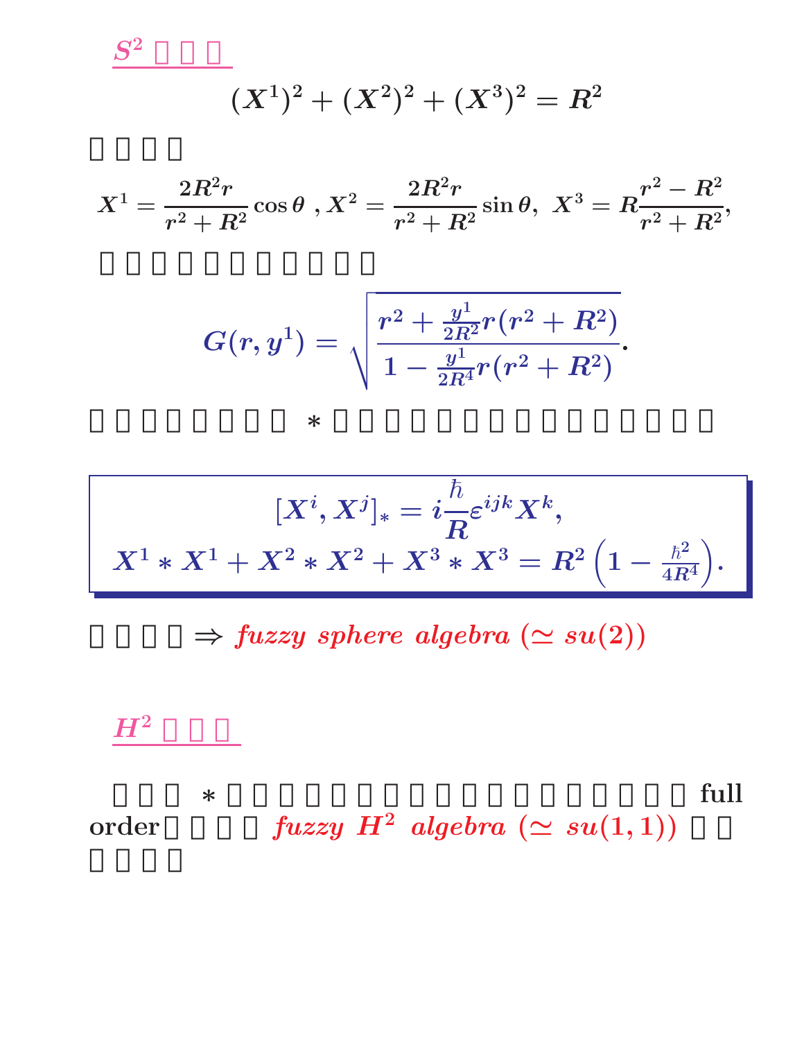## $S^2$ □□□

$$(X^1)^2 + (X^2)^2 + (X^3)^2 = R^2$$

□□□□

$$X^1 = \frac{2R^2 r}{r^2 + R^2}\cos\theta \ , X^2 = \frac{2R^2 r}{r^2 + R^2}\sin\theta, \ \ X^3 = R\frac{r^2 - R^2}{r^2 + R^2},$$

□□□□□□□□□□□

$$G(r, y^1) = \sqrt{\frac{r^2 + \frac{y^1}{2R^2} r(r^2 + R^2)}{1 - \frac{y^1}{2R^4} r(r^2 + R^2)}}.$$

□□□□□□□ $*$ □□□□□□□□□□□□□□□

$$[X^i, X^j]_* = i\frac{\hbar}{R}\varepsilon^{ijk} X^k,$$

$$X^1 * X^1 + X^2 * X^2 + X^3 * X^3 = R^2 \left(1 - \frac{\hbar^2}{4R^4}\right).$$

□□□□ $\Rightarrow$ *fuzzy sphere algebra* ($\simeq su(2)$)

## $H^2$ □□□

□□□ $*$ □□□□□□□□□□□□□□□□□□ **full order**□□□□ *fuzzy $H^2$ algebra* ($\simeq su(1,1)$) □□ □□□□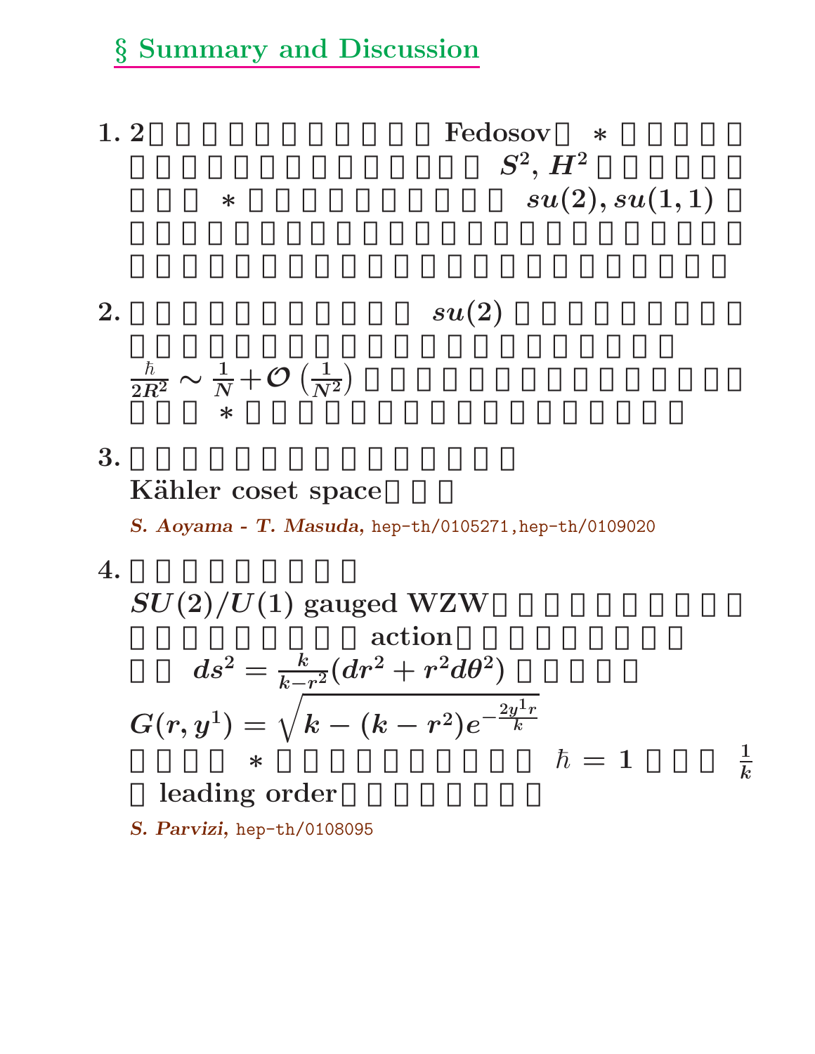## § Summary and Discussion

**1.** 2□□□□□□□□□□□ **Fedosov**□ $*$ □□□□□
□□□□□□□□□□□□□□ $S^2, H^2$ □□□□□
□□□ $*$ □□□□□□□□□□ $su(2), su(1,1)$ □
□□□□□□□□□□□□□□□□□□□□□□□
□□□□□□□□□□□□□□□□□□□□□□□

**2.** □□□□□□□□□□ $su(2)$ □□□□□□□□□
□□□□□□□□□□□□□□□□□□□□□
$\frac{\hbar}{2R^2} \sim \frac{1}{N} + \mathcal{O}\left(\frac{1}{N^2}\right)$ □□□□□□□□□□□□□□□
□□□ $*$ □□□□□□□□□□□□□□□□□

**3.** □□□□□□□□□□□□□□□
**Kähler coset space**□□□

*S. Aoyama - T. Masuda,* hep-th/0105271,hep-th/0109020

**4.** □□□□□□□□□
$SU(2)/U(1)$ **gauged WZW**□□□□□□□□□□
□□□□□□□□□ **action**□□□□□□□□□
□□ $ds^2 = \frac{k}{k-r^2}(dr^2 + r^2 d\theta^2)$ □□□□□
$G(r, y^1) = \sqrt{k - (k - r^2)e^{-\frac{2y^1 r}{k}}}$
□□□□ $*$ □□□□□□□□□□ $\hbar = 1$ □□□ $\frac{1}{k}$
□ **leading order**□□□□□□□

*S. Parvizi,* hep-th/0108095